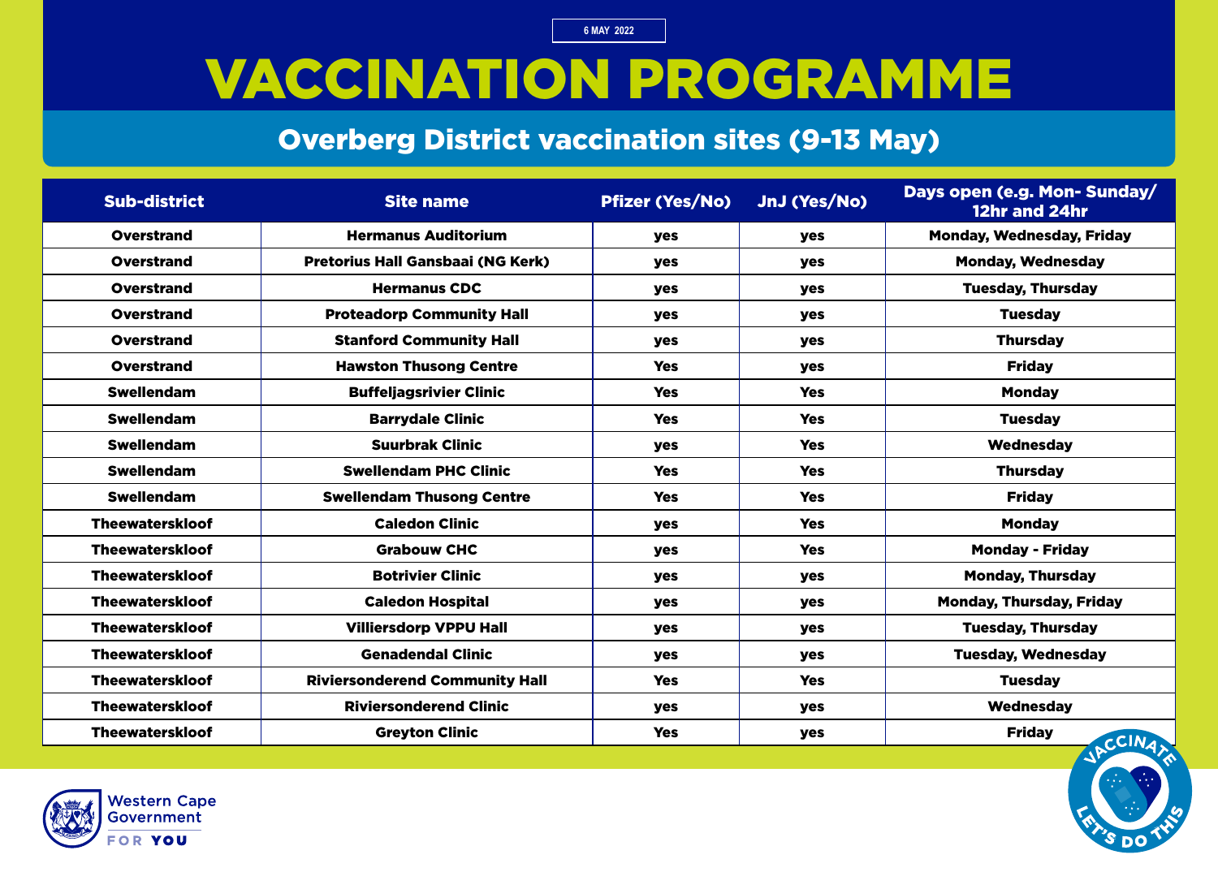6 MAY 2022

# VACCINATION PROGRAMME

## Overberg District vaccination sites (9-13 May)

| Sub-district | Site name | Pfizer (Yes/No) | JnJ (Yes/No) | Days open (e.g. Mon- Sunday/ 12hr and 24hr |
|---|---|---|---|---|
| Overstrand | Hermanus Auditorium | yes | yes | Monday, Wednesday, Friday |
| Overstrand | Pretorius Hall Gansbaai (NG Kerk) | yes | yes | Monday, Wednesday |
| Overstrand | Hermanus CDC | yes | yes | Tuesday, Thursday |
| Overstrand | Proteadorp Community Hall | yes | yes | Tuesday |
| Overstrand | Stanford Community Hall | yes | yes | Thursday |
| Overstrand | Hawston Thusong Centre | Yes | yes | Friday |
| Swellendam | Buffeljagsrivier Clinic | Yes | Yes | Monday |
| Swellendam | Barrydale Clinic | Yes | Yes | Tuesday |
| Swellendam | Suurbrak Clinic | yes | Yes | Wednesday |
| Swellendam | Swellendam PHC Clinic | Yes | Yes | Thursday |
| Swellendam | Swellendam Thusong Centre | Yes | Yes | Friday |
| Theewaterskloof | Caledon Clinic | yes | Yes | Monday |
| Theewaterskloof | Grabouw CHC | yes | Yes | Monday - Friday |
| Theewaterskloof | Botrivier Clinic | yes | yes | Monday, Thursday |
| Theewaterskloof | Caledon Hospital | yes | yes | Monday, Thursday, Friday |
| Theewaterskloof | Villiersdorp VPPU Hall | yes | yes | Tuesday, Thursday |
| Theewaterskloof | Genadendal Clinic | yes | yes | Tuesday, Wednesday |
| Theewaterskloof | Riviersonderend Community Hall | Yes | Yes | Tuesday |
| Theewaterskloof | Riviersonderend Clinic | yes | yes | Wednesday |
| Theewaterskloof | Greyton Clinic | Yes | yes | Friday |

Western Cape Government
FOR YOU

VACCINATE
LET'S DO THIS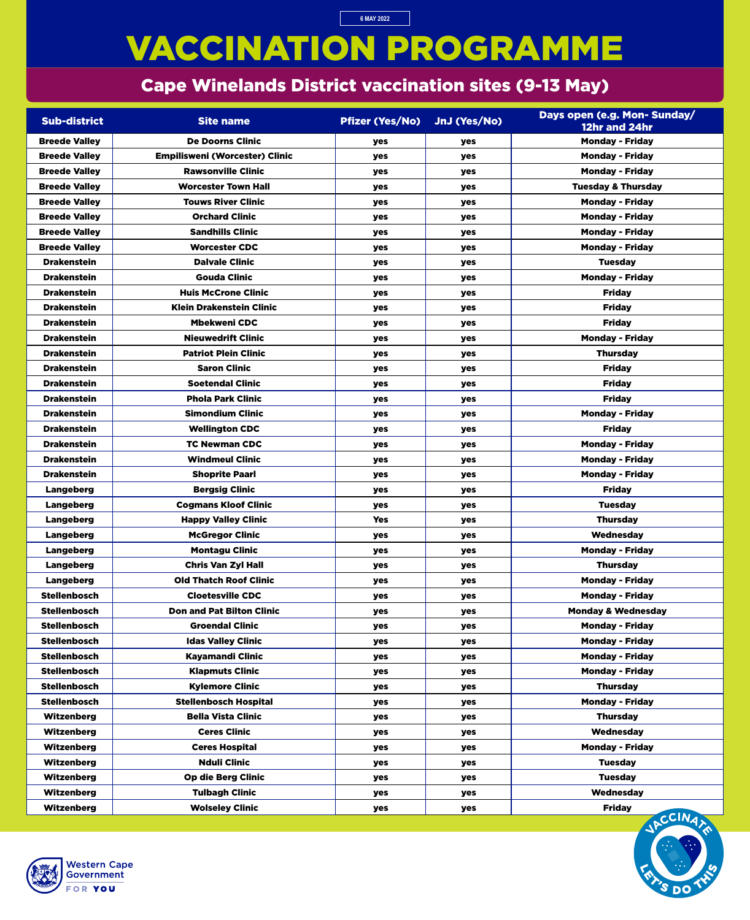6 MAY 2022

# VACCINATION PROGRAMME

## Cape Winelands District vaccination sites (9-13 May)

| Sub-district | Site name | Pfizer (Yes/No) | JnJ (Yes/No) | Days open (e.g. Mon- Sunday/ 12hr and 24hr |
|---|---|---|---|---|
| Breede Valley | De Doorns Clinic | yes | yes | Monday - Friday |
| Breede Valley | Empilisweni (Worcester) Clinic | yes | yes | Monday - Friday |
| Breede Valley | Rawsonville Clinic | yes | yes | Monday - Friday |
| Breede Valley | Worcester Town Hall | yes | yes | Tuesday & Thursday |
| Breede Valley | Touws River Clinic | yes | yes | Monday - Friday |
| Breede Valley | Orchard Clinic | yes | yes | Monday - Friday |
| Breede Valley | Sandhills Clinic | yes | yes | Monday - Friday |
| Breede Valley | Worcester CDC | yes | yes | Monday - Friday |
| Drakenstein | Dalvale Clinic | yes | yes | Tuesday |
| Drakenstein | Gouda Clinic | yes | yes | Monday - Friday |
| Drakenstein | Huis McCrone Clinic | yes | yes | Friday |
| Drakenstein | Klein Drakenstein Clinic | yes | yes | Friday |
| Drakenstein | Mbekweni CDC | yes | yes | Friday |
| Drakenstein | Nieuwedrift Clinic | yes | yes | Monday - Friday |
| Drakenstein | Patriot Plein Clinic | yes | yes | Thursday |
| Drakenstein | Saron Clinic | yes | yes | Friday |
| Drakenstein | Soetendal Clinic | yes | yes | Friday |
| Drakenstein | Phola Park Clinic | yes | yes | Friday |
| Drakenstein | Simondium Clinic | yes | yes | Monday - Friday |
| Drakenstein | Wellington CDC | yes | yes | Friday |
| Drakenstein | TC Newman CDC | yes | yes | Monday - Friday |
| Drakenstein | Windmeul Clinic | yes | yes | Monday - Friday |
| Drakenstein | Shoprite Paarl | yes | yes | Monday - Friday |
| Langeberg | Bergsig Clinic | yes | yes | Friday |
| Langeberg | Cogmans Kloof Clinic | yes | yes | Tuesday |
| Langeberg | Happy Valley Clinic | Yes | yes | Thursday |
| Langeberg | McGregor Clinic | yes | yes | Wednesday |
| Langeberg | Montagu Clinic | yes | yes | Monday - Friday |
| Langeberg | Chris Van Zyl Hall | yes | yes | Thursday |
| Langeberg | Old Thatch Roof Clinic | yes | yes | Monday - Friday |
| Stellenbosch | Cloetesville CDC | yes | yes | Monday - Friday |
| Stellenbosch | Don and Pat Bilton Clinic | yes | yes | Monday & Wednesday |
| Stellenbosch | Groendal Clinic | yes | yes | Monday - Friday |
| Stellenbosch | Idas Valley Clinic | yes | yes | Monday - Friday |
| Stellenbosch | Kayamandi Clinic | yes | yes | Monday - Friday |
| Stellenbosch | Klapmuts Clinic | yes | yes | Monday - Friday |
| Stellenbosch | Kylemore Clinic | yes | yes | Thursday |
| Stellenbosch | Stellenbosch Hospital | yes | yes | Monday - Friday |
| Witzenberg | Bella Vista Clinic | yes | yes | Thursday |
| Witzenberg | Ceres Clinic | yes | yes | Wednesday |
| Witzenberg | Ceres Hospital | yes | yes | Monday - Friday |
| Witzenberg | Nduli Clinic | yes | yes | Tuesday |
| Witzenberg | Op die Berg Clinic | yes | yes | Tuesday |
| Witzenberg | Tulbagh Clinic | yes | yes | Wednesday |
| Witzenberg | Wolseley Clinic | yes | yes | Friday |

Western Cape Government
FOR YOU

VACCINATE LET'S DO THIS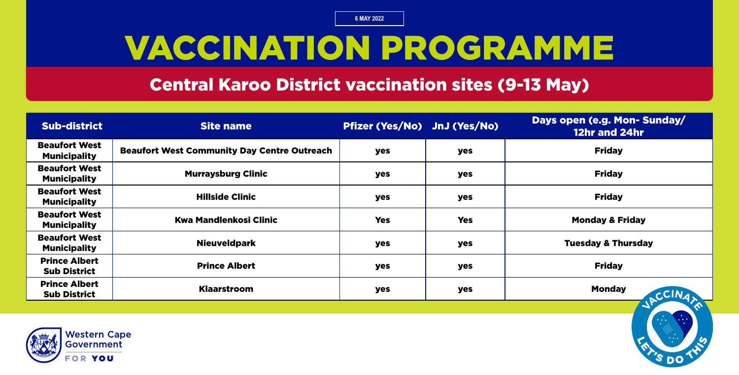6 MAY 2022

# VACCINATION PROGRAMME

## Central Karoo District vaccination sites (9-13 May)

| Sub-district | Site name | Pfizer (Yes/No) | JnJ (Yes/No) | Days open (e.g. Mon- Sunday/ 12hr and 24hr |
|---|---|---|---|---|
| Beaufort West Municipality | Beaufort West Community Day Centre Outreach | yes | yes | Friday |
| Beaufort West Municipality | Murraysburg Clinic | yes | yes | Friday |
| Beaufort West Municipality | Hillside Clinic | yes | yes | Friday |
| Beaufort West Municipality | Kwa Mandlenkosi Clinic | Yes | Yes | Monday & Friday |
| Beaufort West Municipality | Nieuveldpark | yes | yes | Tuesday & Thursday |
| Prince Albert Sub District | Prince Albert | yes | yes | Friday |
| Prince Albert Sub District | Klaarstroom | yes | yes | Monday |

VACCINATE LET'S DO THIS

Western Cape Government FOR YOU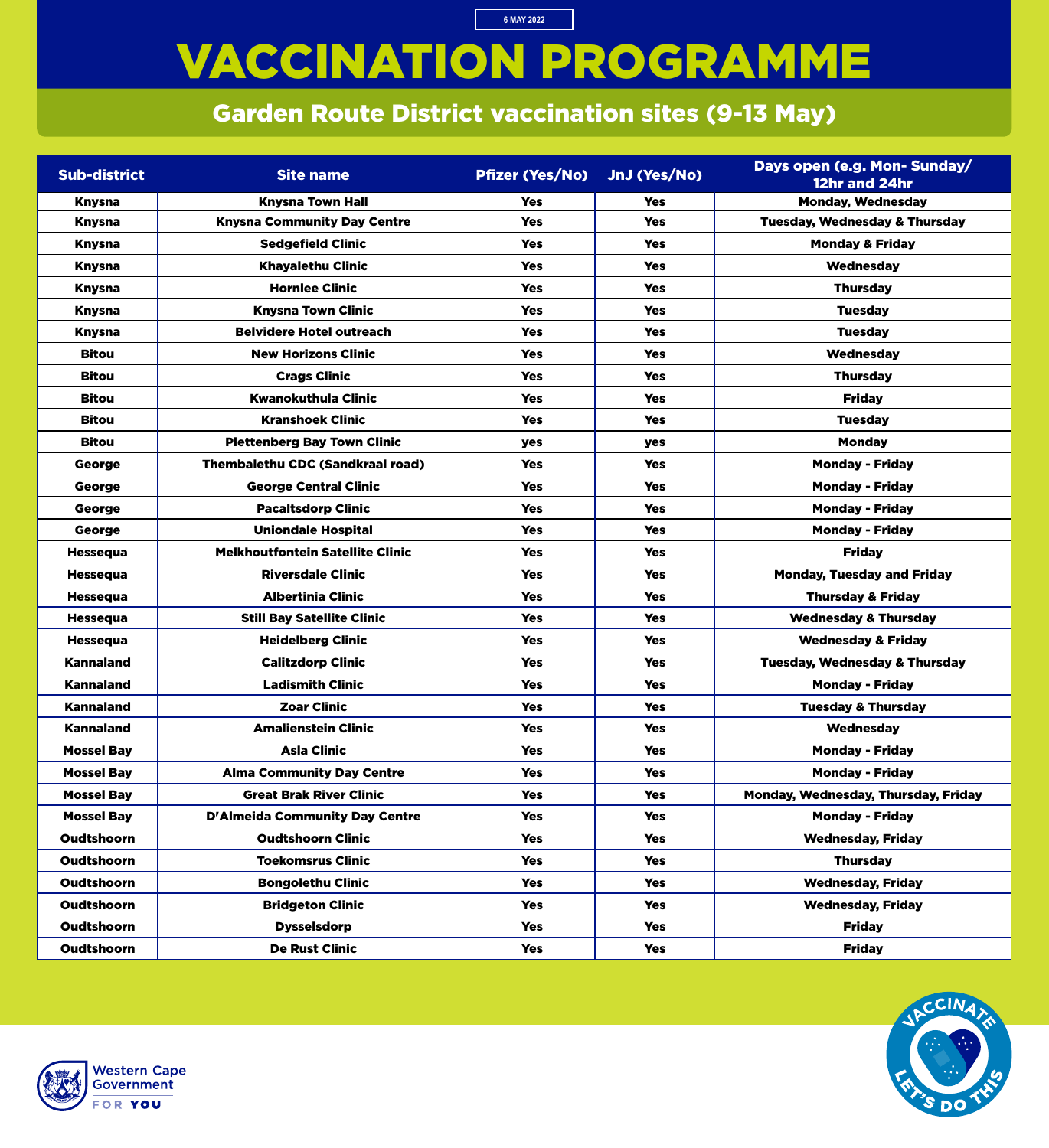6 MAY 2022

# VACCINATION PROGRAMME

## Garden Route District vaccination sites (9-13 May)

| Sub-district | Site name | Pfizer (Yes/No) | JnJ (Yes/No) | Days open (e.g. Mon- Sunday/ 12hr and 24hr |
|---|---|---|---|---|
| Knysna | Knysna Town Hall | Yes | Yes | Monday, Wednesday |
| Knysna | Knysna Community Day Centre | Yes | Yes | Tuesday, Wednesday & Thursday |
| Knysna | Sedgefield Clinic | Yes | Yes | Monday & Friday |
| Knysna | Khayalethu Clinic | Yes | Yes | Wednesday |
| Knysna | Hornlee Clinic | Yes | Yes | Thursday |
| Knysna | Knysna Town Clinic | Yes | Yes | Tuesday |
| Knysna | Belvidere Hotel outreach | Yes | Yes | Tuesday |
| Bitou | New Horizons Clinic | Yes | Yes | Wednesday |
| Bitou | Crags Clinic | Yes | Yes | Thursday |
| Bitou | Kwanokuthula Clinic | Yes | Yes | Friday |
| Bitou | Kranshoek Clinic | Yes | Yes | Tuesday |
| Bitou | Plettenberg Bay Town Clinic | yes | yes | Monday |
| George | Thembalethu CDC (Sandkraal road) | Yes | Yes | Monday - Friday |
| George | George Central Clinic | Yes | Yes | Monday - Friday |
| George | Pacaltsdorp Clinic | Yes | Yes | Monday - Friday |
| George | Uniondale Hospital | Yes | Yes | Monday - Friday |
| Hessequa | Melkhoutfontein Satellite Clinic | Yes | Yes | Friday |
| Hessequa | Riversdale Clinic | Yes | Yes | Monday, Tuesday and Friday |
| Hessequa | Albertinia Clinic | Yes | Yes | Thursday & Friday |
| Hessequa | Still Bay Satellite Clinic | Yes | Yes | Wednesday & Thursday |
| Hessequa | Heidelberg Clinic | Yes | Yes | Wednesday & Friday |
| Kannaland | Calitzdorp Clinic | Yes | Yes | Tuesday, Wednesday & Thursday |
| Kannaland | Ladismith Clinic | Yes | Yes | Monday - Friday |
| Kannaland | Zoar Clinic | Yes | Yes | Tuesday & Thursday |
| Kannaland | Amalienstein Clinic | Yes | Yes | Wednesday |
| Mossel Bay | Asla Clinic | Yes | Yes | Monday - Friday |
| Mossel Bay | Alma Community Day Centre | Yes | Yes | Monday - Friday |
| Mossel Bay | Great Brak River Clinic | Yes | Yes | Monday, Wednesday, Thursday, Friday |
| Mossel Bay | D'Almeida Community Day Centre | Yes | Yes | Monday - Friday |
| Oudtshoorn | Oudtshoorn Clinic | Yes | Yes | Wednesday, Friday |
| Oudtshoorn | Toekomsrus Clinic | Yes | Yes | Thursday |
| Oudtshoorn | Bongolethu Clinic | Yes | Yes | Wednesday, Friday |
| Oudtshoorn | Bridgeton Clinic | Yes | Yes | Wednesday, Friday |
| Oudtshoorn | Dysselsdorp | Yes | Yes | Friday |
| Oudtshoorn | De Rust Clinic | Yes | Yes | Friday |

Western Cape Government
FOR YOU

VACCINATE LET'S DO THIS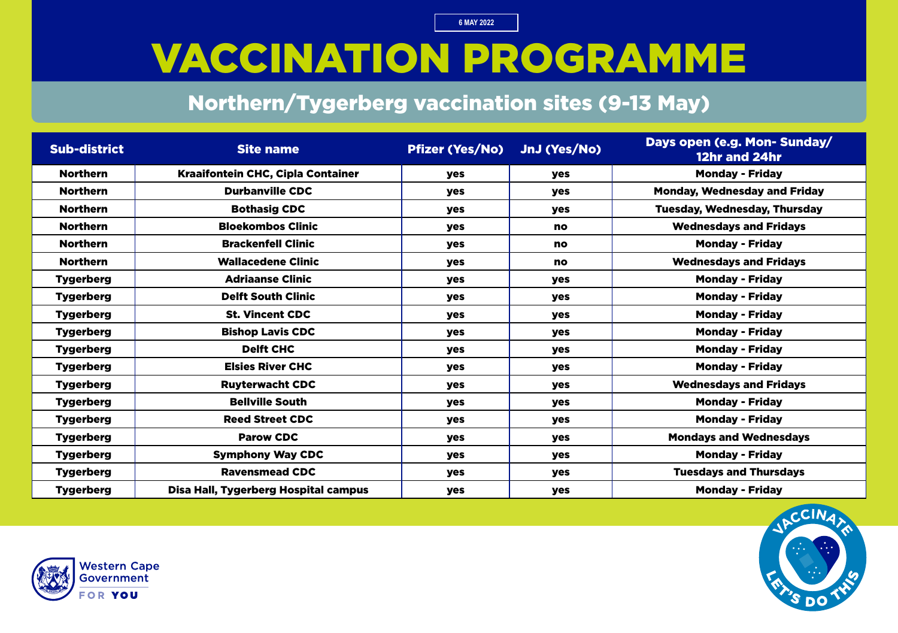6 MAY 2022

# VACCINATION PROGRAMME

## Northern/Tygerberg vaccination sites (9-13 May)

| Sub-district | Site name | Pfizer (Yes/No) | JnJ (Yes/No) | Days open (e.g. Mon- Sunday/ 12hr and 24hr |
|---|---|---|---|---|
| Northern | Kraaifontein CHC, Cipla Container | yes | yes | Monday - Friday |
| Northern | Durbanville CDC | yes | yes | Monday, Wednesday and Friday |
| Northern | Bothasig CDC | yes | yes | Tuesday, Wednesday, Thursday |
| Northern | Bloekombos Clinic | yes | no | Wednesdays and Fridays |
| Northern | Brackenfell Clinic | yes | no | Monday - Friday |
| Northern | Wallacedene Clinic | yes | no | Wednesdays and Fridays |
| Tygerberg | Adriaanse Clinic | yes | yes | Monday - Friday |
| Tygerberg | Delft South Clinic | yes | yes | Monday - Friday |
| Tygerberg | St. Vincent CDC | yes | yes | Monday - Friday |
| Tygerberg | Bishop Lavis CDC | yes | yes | Monday - Friday |
| Tygerberg | Delft CHC | yes | yes | Monday - Friday |
| Tygerberg | Elsies River CHC | yes | yes | Monday - Friday |
| Tygerberg | Ruyterwacht CDC | yes | yes | Wednesdays and Fridays |
| Tygerberg | Bellville South | yes | yes | Monday - Friday |
| Tygerberg | Reed Street CDC | yes | yes | Monday - Friday |
| Tygerberg | Parow CDC | yes | yes | Mondays and Wednesdays |
| Tygerberg | Symphony Way CDC | yes | yes | Monday - Friday |
| Tygerberg | Ravensmead CDC | yes | yes | Tuesdays and Thursdays |
| Tygerberg | Disa Hall, Tygerberg Hospital campus | yes | yes | Monday - Friday |

Western Cape Government
FOR YOU

VACCINATE LET'S DO THIS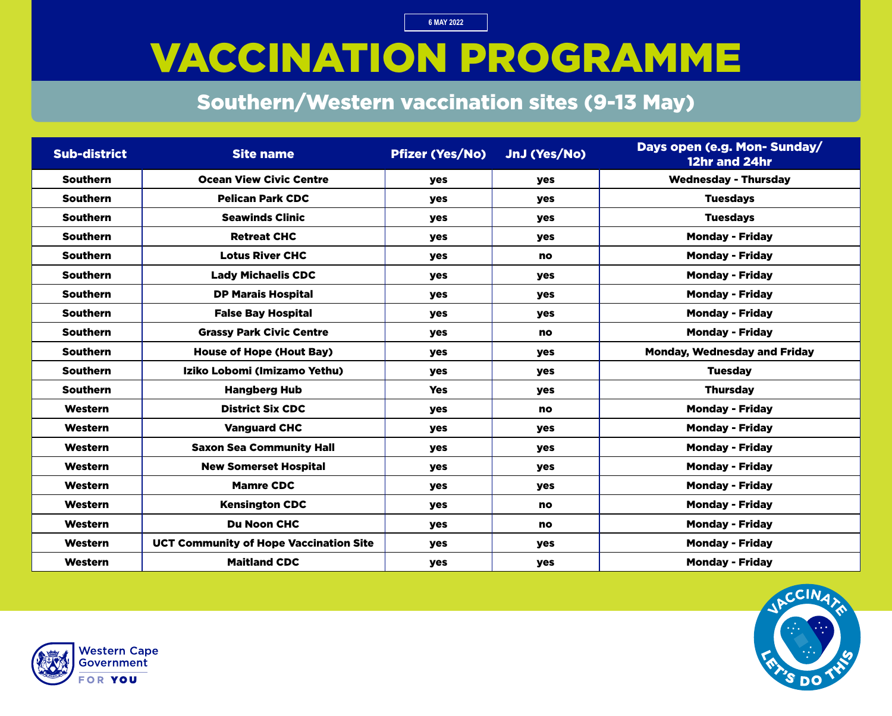6 MAY 2022

# VACCINATION PROGRAMME

## Southern/Western vaccination sites (9-13 May)

| Sub-district | Site name | Pfizer (Yes/No) | JnJ (Yes/No) | Days open (e.g. Mon- Sunday/ 12hr and 24hr |
|---|---|---|---|---|
| Southern | Ocean View Civic Centre | yes | yes | Wednesday - Thursday |
| Southern | Pelican Park CDC | yes | yes | Tuesdays |
| Southern | Seawinds Clinic | yes | yes | Tuesdays |
| Southern | Retreat CHC | yes | yes | Monday - Friday |
| Southern | Lotus River CHC | yes | no | Monday - Friday |
| Southern | Lady Michaelis CDC | yes | yes | Monday - Friday |
| Southern | DP Marais Hospital | yes | yes | Monday - Friday |
| Southern | False Bay Hospital | yes | yes | Monday - Friday |
| Southern | Grassy Park Civic Centre | yes | no | Monday - Friday |
| Southern | House of Hope (Hout Bay) | yes | yes | Monday, Wednesday and Friday |
| Southern | Iziko Lobomi (Imizamo Yethu) | yes | yes | Tuesday |
| Southern | Hangberg Hub | Yes | yes | Thursday |
| Western | District Six CDC | yes | no | Monday - Friday |
| Western | Vanguard CHC | yes | yes | Monday - Friday |
| Western | Saxon Sea Community Hall | yes | yes | Monday - Friday |
| Western | New Somerset Hospital | yes | yes | Monday - Friday |
| Western | Mamre CDC | yes | yes | Monday - Friday |
| Western | Kensington CDC | yes | no | Monday - Friday |
| Western | Du Noon CHC | yes | no | Monday - Friday |
| Western | UCT Community of Hope Vaccination Site | yes | yes | Monday - Friday |
| Western | Maitland CDC | yes | yes | Monday - Friday |

Western Cape Government
FOR YOU

VACCINATE LET'S DO THIS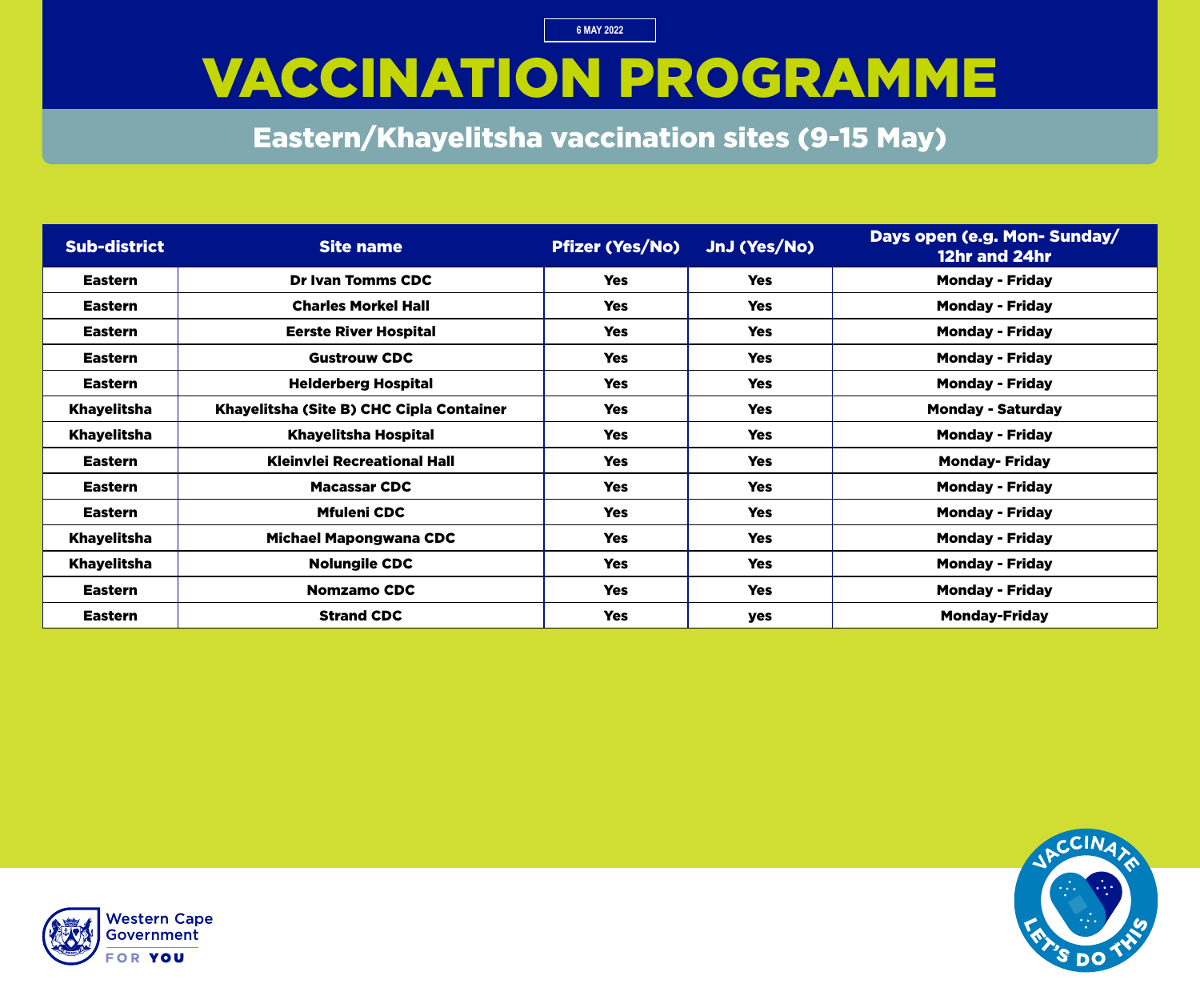6 MAY 2022

# VACCINATION PROGRAMME

## Eastern/Khayelitsha vaccination sites (9-15 May)

| Sub-district | Site name | Pfizer (Yes/No) | JnJ (Yes/No) | Days open (e.g. Mon- Sunday/ 12hr and 24hr |
|---|---|---|---|---|
| Eastern | Dr Ivan Tomms CDC | Yes | Yes | Monday - Friday |
| Eastern | Charles Morkel Hall | Yes | Yes | Monday - Friday |
| Eastern | Eerste River Hospital | Yes | Yes | Monday - Friday |
| Eastern | Gustrouw CDC | Yes | Yes | Monday - Friday |
| Eastern | Helderberg Hospital | Yes | Yes | Monday - Friday |
| Khayelitsha | Khayelitsha (Site B) CHC Cipla Container | Yes | Yes | Monday - Saturday |
| Khayelitsha | Khayelitsha Hospital | Yes | Yes | Monday - Friday |
| Eastern | Kleinvlei Recreational Hall | Yes | Yes | Monday- Friday |
| Eastern | Macassar CDC | Yes | Yes | Monday - Friday |
| Eastern | Mfuleni CDC | Yes | Yes | Monday - Friday |
| Khayelitsha | Michael Mapongwana CDC | Yes | Yes | Monday - Friday |
| Khayelitsha | Nolungile CDC | Yes | Yes | Monday - Friday |
| Eastern | Nomzamo CDC | Yes | Yes | Monday - Friday |
| Eastern | Strand CDC | Yes | yes | Monday-Friday |

Western Cape Government
FOR YOU

VACCINATE LET'S DO THIS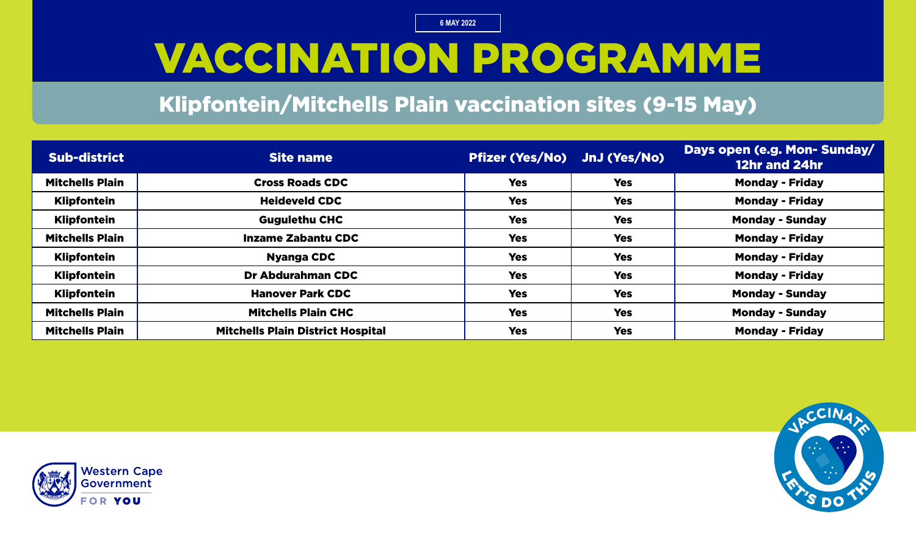6 MAY 2022

# VACCINATION PROGRAMME

## Klipfontein/Mitchells Plain vaccination sites (9-15 May)

| Sub-district | Site name | Pfizer (Yes/No) | JnJ (Yes/No) | Days open (e.g. Mon- Sunday/ 12hr and 24hr |
|---|---|---|---|---|
| Mitchells Plain | Cross Roads CDC | Yes | Yes | Monday - Friday |
| Klipfontein | Heideveld CDC | Yes | Yes | Monday - Friday |
| Klipfontein | Gugulethu CHC | Yes | Yes | Monday - Sunday |
| Mitchells Plain | Inzame Zabantu CDC | Yes | Yes | Monday - Friday |
| Klipfontein | Nyanga CDC | Yes | Yes | Monday - Friday |
| Klipfontein | Dr Abdurahman CDC | Yes | Yes | Monday - Friday |
| Klipfontein | Hanover Park CDC | Yes | Yes | Monday - Sunday |
| Mitchells Plain | Mitchells Plain CHC | Yes | Yes | Monday - Sunday |
| Mitchells Plain | Mitchells Plain District Hospital | Yes | Yes | Monday - Friday |

Western Cape Government

FOR YOU

VACCINATE LET'S DO THIS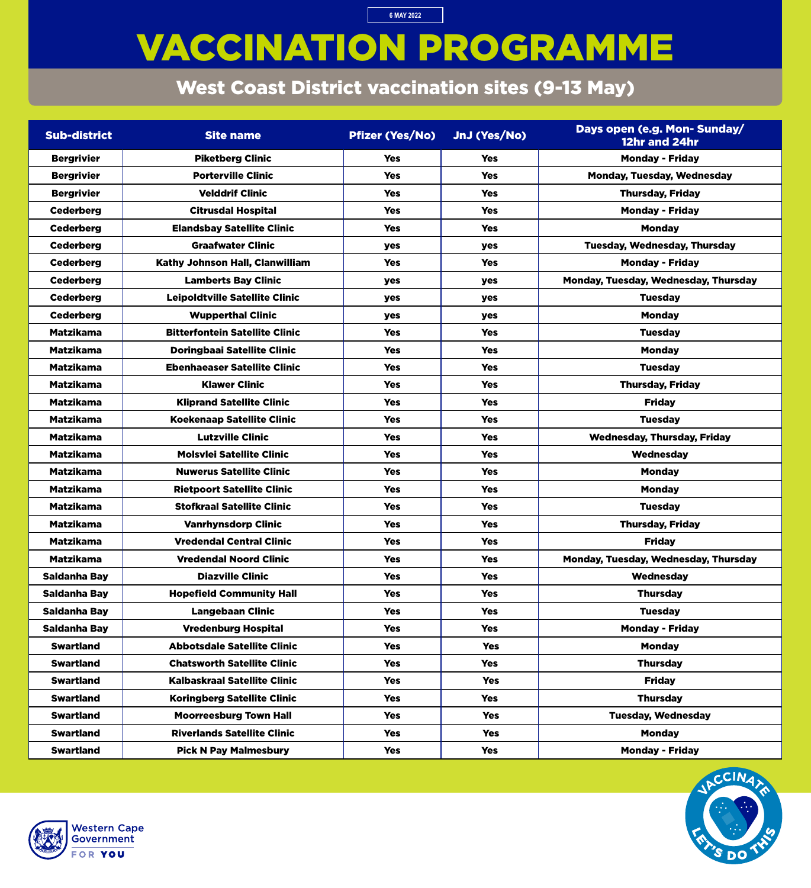6 MAY 2022

# VACCINATION PROGRAMME

## West Coast District vaccination sites (9-13 May)

| Sub-district | Site name | Pfizer (Yes/No) | JnJ (Yes/No) | Days open (e.g. Mon- Sunday/ 12hr and 24hr |
|---|---|---|---|---|
| Bergrivier | Piketberg Clinic | Yes | Yes | Monday - Friday |
| Bergrivier | Porterville Clinic | Yes | Yes | Monday, Tuesday, Wednesday |
| Bergrivier | Velddrif Clinic | Yes | Yes | Thursday, Friday |
| Cederberg | Citrusdal Hospital | Yes | Yes | Monday - Friday |
| Cederberg | Elandsbay Satellite Clinic | Yes | Yes | Monday |
| Cederberg | Graafwater Clinic | yes | yes | Tuesday, Wednesday, Thursday |
| Cederberg | Kathy Johnson Hall, Clanwilliam | Yes | Yes | Monday - Friday |
| Cederberg | Lamberts Bay Clinic | yes | yes | Monday, Tuesday, Wednesday, Thursday |
| Cederberg | Leipoldtville Satellite Clinic | yes | yes | Tuesday |
| Cederberg | Wupperthal Clinic | yes | yes | Monday |
| Matzikama | Bitterfontein Satellite Clinic | Yes | Yes | Tuesday |
| Matzikama | Doringbaai Satellite Clinic | Yes | Yes | Monday |
| Matzikama | Ebenhaeaser Satellite Clinic | Yes | Yes | Tuesday |
| Matzikama | Klawer Clinic | Yes | Yes | Thursday, Friday |
| Matzikama | Kliprand Satellite Clinic | Yes | Yes | Friday |
| Matzikama | Koekenaap Satellite Clinic | Yes | Yes | Tuesday |
| Matzikama | Lutzville Clinic | Yes | Yes | Wednesday, Thursday, Friday |
| Matzikama | Molsvlei Satellite Clinic | Yes | Yes | Wednesday |
| Matzikama | Nuwerus Satellite Clinic | Yes | Yes | Monday |
| Matzikama | Rietpoort Satellite Clinic | Yes | Yes | Monday |
| Matzikama | Stofkraal Satellite Clinic | Yes | Yes | Tuesday |
| Matzikama | Vanrhynsdorp Clinic | Yes | Yes | Thursday, Friday |
| Matzikama | Vredendal Central Clinic | Yes | Yes | Friday |
| Matzikama | Vredendal Noord Clinic | Yes | Yes | Monday, Tuesday, Wednesday, Thursday |
| Saldanha Bay | Diazville Clinic | Yes | Yes | Wednesday |
| Saldanha Bay | Hopefield Community Hall | Yes | Yes | Thursday |
| Saldanha Bay | Langebaan Clinic | Yes | Yes | Tuesday |
| Saldanha Bay | Vredenburg Hospital | Yes | Yes | Monday - Friday |
| Swartland | Abbotsdale Satellite Clinic | Yes | Yes | Monday |
| Swartland | Chatsworth Satellite Clinic | Yes | Yes | Thursday |
| Swartland | Kalbaskraal Satellite Clinic | Yes | Yes | Friday |
| Swartland | Koringberg Satellite Clinic | Yes | Yes | Thursday |
| Swartland | Moorreesburg Town Hall | Yes | Yes | Tuesday, Wednesday |
| Swartland | Riverlands Satellite Clinic | Yes | Yes | Monday |
| Swartland | Pick N Pay Malmesbury | Yes | Yes | Monday - Friday |

Western Cape Government
FOR YOU

VACCINATE LET'S DO THIS